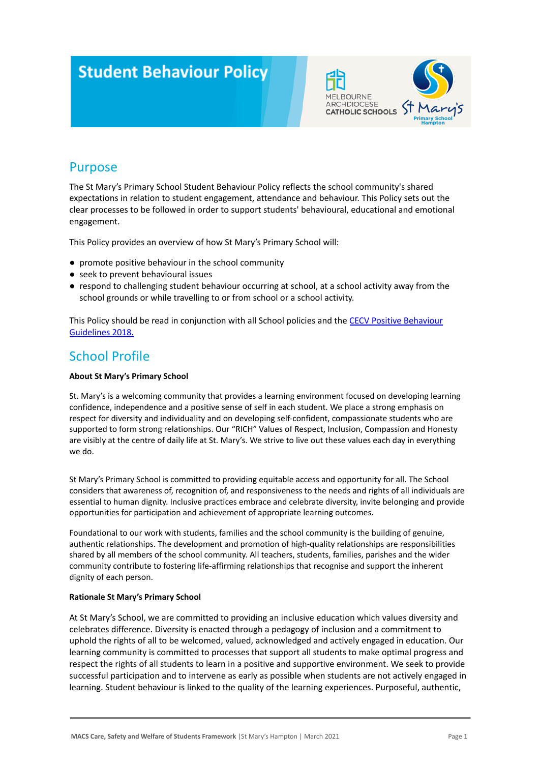# Student Behaviour Policy

## Purpose

The St Mary's Primary School Student Behaviour Policy reflects the school community's shared expectations in relation to student engagement, attendance and behaviour. This Policy sets out the clear processes to be followed in order to support students' behavioural, educational and emotional engagement.

This Policy provides an overview of how St Mary's Primary School will:

- promote positive behaviour in the school community
- seek to prevent behavioural issues
- respond to challenging student behaviour occurring at school, at a school activity away from the school grounds or while travelling to or from school or a school activity.

This Policy should be read in conjunction with all School policies and the [CECV Positive Behaviour Guidelines 2018.](CECV Positive Behaviour Guidelines 2018.)

## School Profile

**About St Mary's Primary School**

St. Mary's is a welcoming community that provides a learning environment focused on developing learning confidence, independence and a positive sense of self in each student. We place a strong emphasis on respect for diversity and individuality and on developing self-confident, compassionate students who are supported to form strong relationships. Our "RICH" Values of Respect, Inclusion, Compassion and Honesty are visibly at the centre of daily life at St. Mary's. We strive to live out these values each day in everything we do.

St Mary's Primary School is committed to providing equitable access and opportunity for all. The School considers that awareness of, recognition of, and responsiveness to the needs and rights of all individuals are essential to human dignity. Inclusive practices embrace and celebrate diversity, invite belonging and provide opportunities for participation and achievement of appropriate learning outcomes.

Foundational to our work with students, families and the school community is the building of genuine, authentic relationships. The development and promotion of high-quality relationships are responsibilities shared by all members of the school community. All teachers, students, families, parishes and the wider community contribute to fostering life-affirming relationships that recognise and support the inherent dignity of each person.

**Rationale St Mary's Primary School**

At St Mary's School, we are committed to providing an inclusive education which values diversity and celebrates difference. Diversity is enacted through a pedagogy of inclusion and a commitment to uphold the rights of all to be welcomed, valued, acknowledged and actively engaged in education. Our learning community is committed to processes that support all students to make optimal progress and respect the rights of all students to learn in a positive and supportive environment. We seek to provide successful participation and to intervene as early as possible when students are not actively engaged in learning. Student behaviour is linked to the quality of the learning experiences. Purposeful, authentic,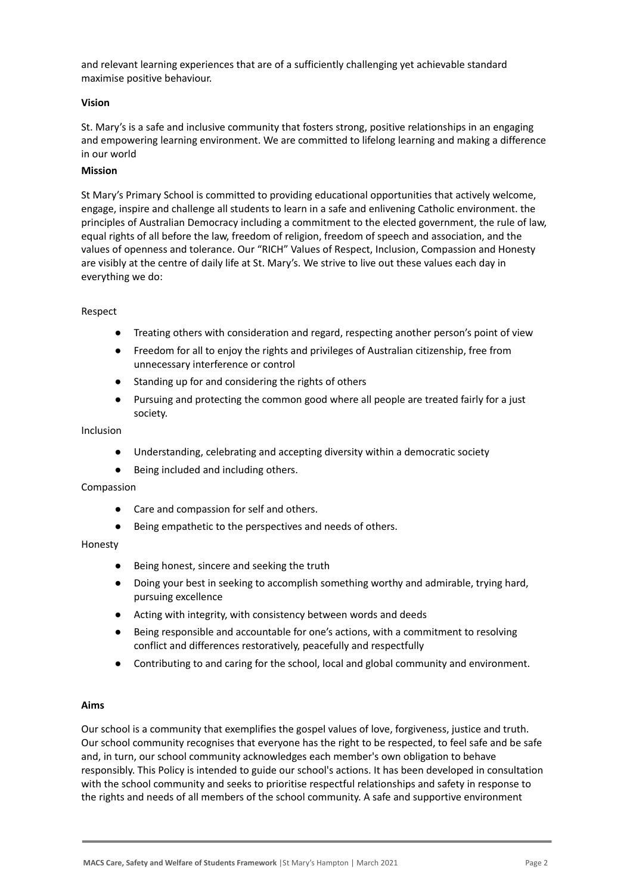and relevant learning experiences that are of a sufficiently challenging yet achievable standard maximise positive behaviour.

**Vision**

St. Mary's is a safe and inclusive community that fosters strong, positive relationships in an engaging and empowering learning environment. We are committed to lifelong learning and making a difference in our world

**Mission**

St Mary's Primary School is committed to providing educational opportunities that actively welcome, engage, inspire and challenge all students to learn in a safe and enlivening Catholic environment. the principles of Australian Democracy including a commitment to the elected government, the rule of law, equal rights of all before the law, freedom of religion, freedom of speech and association, and the values of openness and tolerance. Our "RICH" Values of Respect, Inclusion, Compassion and Honesty are visibly at the centre of daily life at St. Mary's. We strive to live out these values each day in everything we do:

Respect

- Treating others with consideration and regard, respecting another person's point of view
- Freedom for all to enjoy the rights and privileges of Australian citizenship, free from unnecessary interference or control
- Standing up for and considering the rights of others
- Pursuing and protecting the common good where all people are treated fairly for a just society.

Inclusion

- Understanding, celebrating and accepting diversity within a democratic society
- Being included and including others.

Compassion

- Care and compassion for self and others.
- Being empathetic to the perspectives and needs of others.

Honesty

- Being honest, sincere and seeking the truth
- Doing your best in seeking to accomplish something worthy and admirable, trying hard, pursuing excellence
- Acting with integrity, with consistency between words and deeds
- Being responsible and accountable for one's actions, with a commitment to resolving conflict and differences restoratively, peacefully and respectfully
- Contributing to and caring for the school, local and global community and environment.

**Aims**

Our school is a community that exemplifies the gospel values of love, forgiveness, justice and truth. Our school community recognises that everyone has the right to be respected, to feel safe and be safe and, in turn, our school community acknowledges each member's own obligation to behave responsibly. This Policy is intended to guide our school's actions. It has been developed in consultation with the school community and seeks to prioritise respectful relationships and safety in response to the rights and needs of all members of the school community. A safe and supportive environment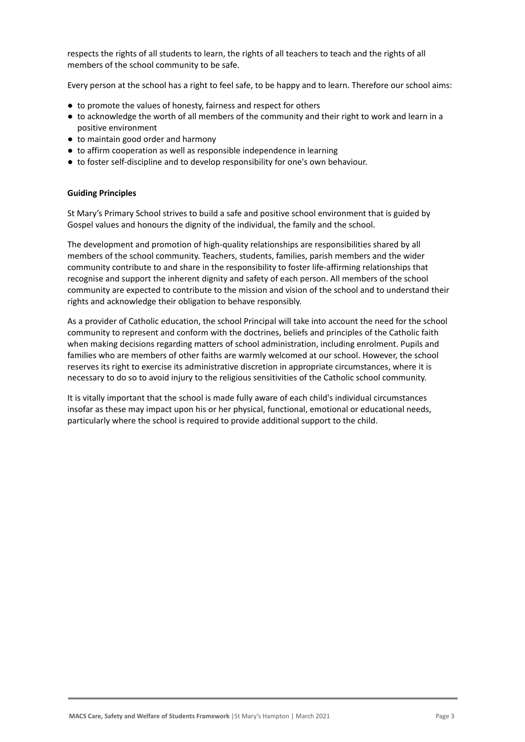respects the rights of all students to learn, the rights of all teachers to teach and the rights of all members of the school community to be safe.

Every person at the school has a right to feel safe, to be happy and to learn. Therefore our school aims:

- to promote the values of honesty, fairness and respect for others
- to acknowledge the worth of all members of the community and their right to work and learn in a positive environment
- to maintain good order and harmony
- to affirm cooperation as well as responsible independence in learning
- to foster self-discipline and to develop responsibility for one's own behaviour.

**Guiding Principles**

St Mary's Primary School strives to build a safe and positive school environment that is guided by Gospel values and honours the dignity of the individual, the family and the school.

The development and promotion of high-quality relationships are responsibilities shared by all members of the school community. Teachers, students, families, parish members and the wider community contribute to and share in the responsibility to foster life-affirming relationships that recognise and support the inherent dignity and safety of each person. All members of the school community are expected to contribute to the mission and vision of the school and to understand their rights and acknowledge their obligation to behave responsibly.

As a provider of Catholic education, the school Principal will take into account the need for the school community to represent and conform with the doctrines, beliefs and principles of the Catholic faith when making decisions regarding matters of school administration, including enrolment. Pupils and families who are members of other faiths are warmly welcomed at our school. However, the school reserves its right to exercise its administrative discretion in appropriate circumstances, where it is necessary to do so to avoid injury to the religious sensitivities of the Catholic school community.

It is vitally important that the school is made fully aware of each child's individual circumstances insofar as these may impact upon his or her physical, functional, emotional or educational needs, particularly where the school is required to provide additional support to the child.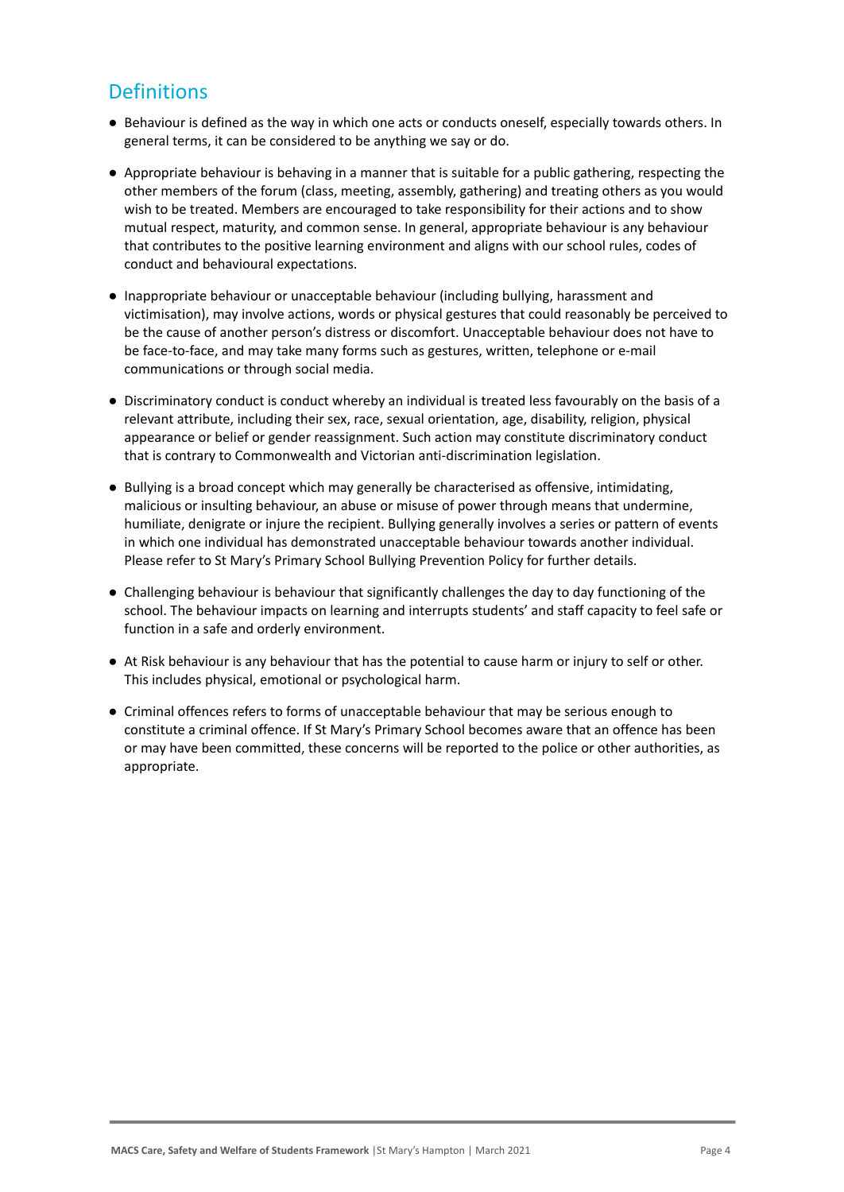## Definitions

- Behaviour is defined as the way in which one acts or conducts oneself, especially towards others. In general terms, it can be considered to be anything we say or do.
- Appropriate behaviour is behaving in a manner that is suitable for a public gathering, respecting the other members of the forum (class, meeting, assembly, gathering) and treating others as you would wish to be treated. Members are encouraged to take responsibility for their actions and to show mutual respect, maturity, and common sense. In general, appropriate behaviour is any behaviour that contributes to the positive learning environment and aligns with our school rules, codes of conduct and behavioural expectations.
- Inappropriate behaviour or unacceptable behaviour (including bullying, harassment and victimisation), may involve actions, words or physical gestures that could reasonably be perceived to be the cause of another person's distress or discomfort. Unacceptable behaviour does not have to be face-to-face, and may take many forms such as gestures, written, telephone or e-mail communications or through social media.
- Discriminatory conduct is conduct whereby an individual is treated less favourably on the basis of a relevant attribute, including their sex, race, sexual orientation, age, disability, religion, physical appearance or belief or gender reassignment. Such action may constitute discriminatory conduct that is contrary to Commonwealth and Victorian anti-discrimination legislation.
- Bullying is a broad concept which may generally be characterised as offensive, intimidating, malicious or insulting behaviour, an abuse or misuse of power through means that undermine, humiliate, denigrate or injure the recipient. Bullying generally involves a series or pattern of events in which one individual has demonstrated unacceptable behaviour towards another individual. Please refer to St Mary's Primary School Bullying Prevention Policy for further details.
- Challenging behaviour is behaviour that significantly challenges the day to day functioning of the school. The behaviour impacts on learning and interrupts students' and staff capacity to feel safe or function in a safe and orderly environment.
- At Risk behaviour is any behaviour that has the potential to cause harm or injury to self or other. This includes physical, emotional or psychological harm.
- Criminal offences refers to forms of unacceptable behaviour that may be serious enough to constitute a criminal offence. If St Mary's Primary School becomes aware that an offence has been or may have been committed, these concerns will be reported to the police or other authorities, as appropriate.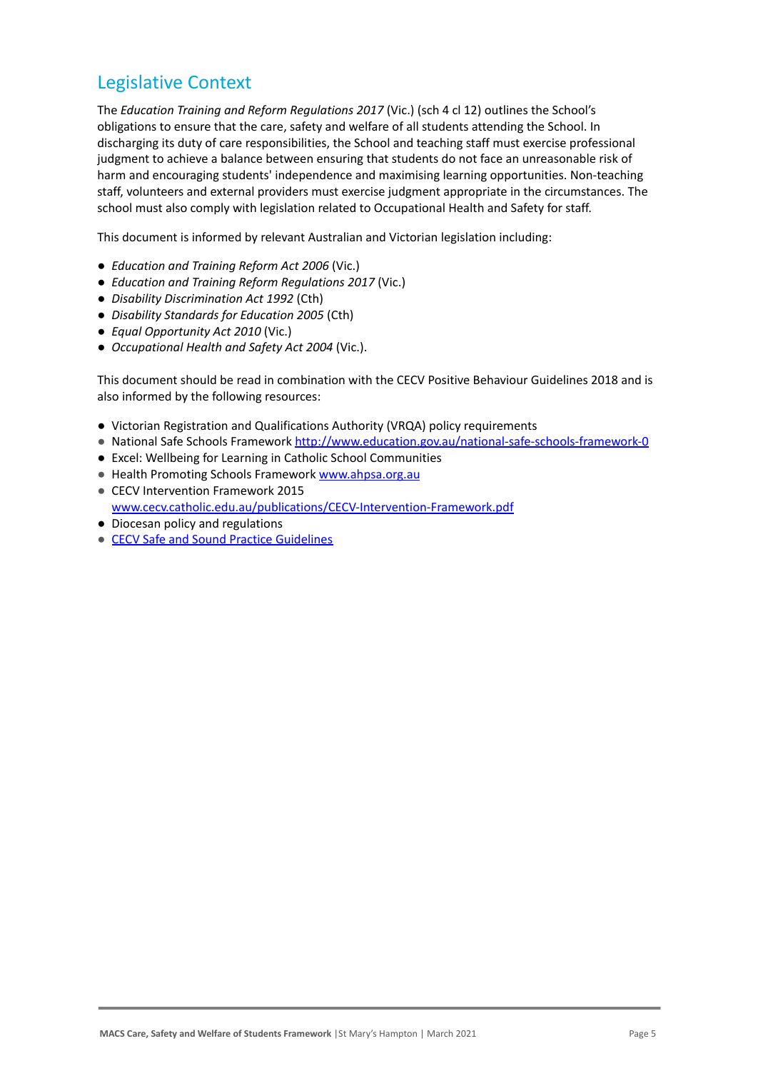## Legislative Context

The *Education Training and Reform Regulations 2017* (Vic.) (sch 4 cl 12) outlines the School's obligations to ensure that the care, safety and welfare of all students attending the School. In discharging its duty of care responsibilities, the School and teaching staff must exercise professional judgment to achieve a balance between ensuring that students do not face an unreasonable risk of harm and encouraging students' independence and maximising learning opportunities. Non-teaching staff, volunteers and external providers must exercise judgment appropriate in the circumstances. The school must also comply with legislation related to Occupational Health and Safety for staff.

This document is informed by relevant Australian and Victorian legislation including:

- *Education and Training Reform Act 2006* (Vic.)
- *Education and Training Reform Regulations 2017* (Vic.)
- *Disability Discrimination Act 1992* (Cth)
- *Disability Standards for Education 2005* (Cth)
- *Equal Opportunity Act 2010* (Vic.)
- *Occupational Health and Safety Act 2004* (Vic.).

This document should be read in combination with the CECV Positive Behaviour Guidelines 2018 and is also informed by the following resources:

- Victorian Registration and Qualifications Authority (VRQA) policy requirements
- National Safe Schools Framework http://www.education.gov.au/national-safe-schools-framework-0
- Excel: Wellbeing for Learning in Catholic School Communities
- Health Promoting Schools Framework www.ahpsa.org.au
- CECV Intervention Framework 2015 www.cecv.catholic.edu.au/publications/CECV-Intervention-Framework.pdf
- Diocesan policy and regulations
- CECV Safe and Sound Practice Guidelines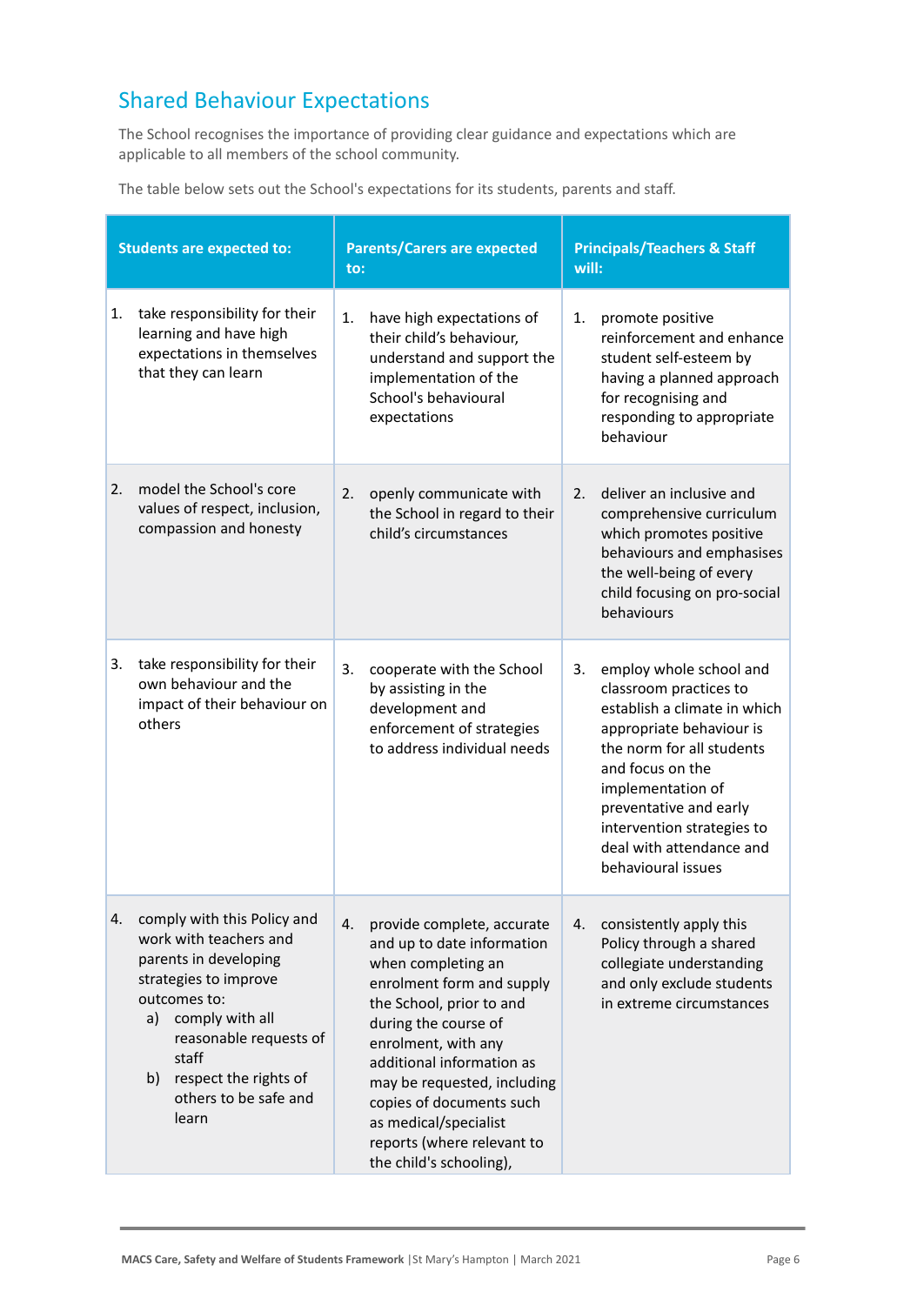## Shared Behaviour Expectations

The School recognises the importance of providing clear guidance and expectations which are applicable to all members of the school community.

The table below sets out the School's expectations for its students, parents and staff.

| Students are expected to: | Parents/Carers are expected to: | Principals/Teachers & Staff will: |
|---|---|---|
| 1. take responsibility for their learning and have high expectations in themselves that they can learn | 1. have high expectations of their child's behaviour, understand and support the implementation of the School's behavioural expectations | 1. promote positive reinforcement and enhance student self-esteem by having a planned approach for recognising and responding to appropriate behaviour |
| 2. model the School's core values of respect, inclusion, compassion and honesty | 2. openly communicate with the School in regard to their child's circumstances | 2. deliver an inclusive and comprehensive curriculum which promotes positive behaviours and emphasises the well-being of every child focusing on pro-social behaviours |
| 3. take responsibility for their own behaviour and the impact of their behaviour on others | 3. cooperate with the School by assisting in the development and enforcement of strategies to address individual needs | 3. employ whole school and classroom practices to establish a climate in which appropriate behaviour is the norm for all students and focus on the implementation of preventative and early intervention strategies to deal with attendance and behavioural issues |
| 4. comply with this Policy and work with teachers and parents in developing strategies to improve outcomes to:<br>a) comply with all reasonable requests of staff<br>b) respect the rights of others to be safe and learn | 4. provide complete, accurate and up to date information when completing an enrolment form and supply the School, prior to and during the course of enrolment, with any additional information as may be requested, including copies of documents such as medical/specialist reports (where relevant to the child's schooling), | 4. consistently apply this Policy through a shared collegiate understanding and only exclude students in extreme circumstances |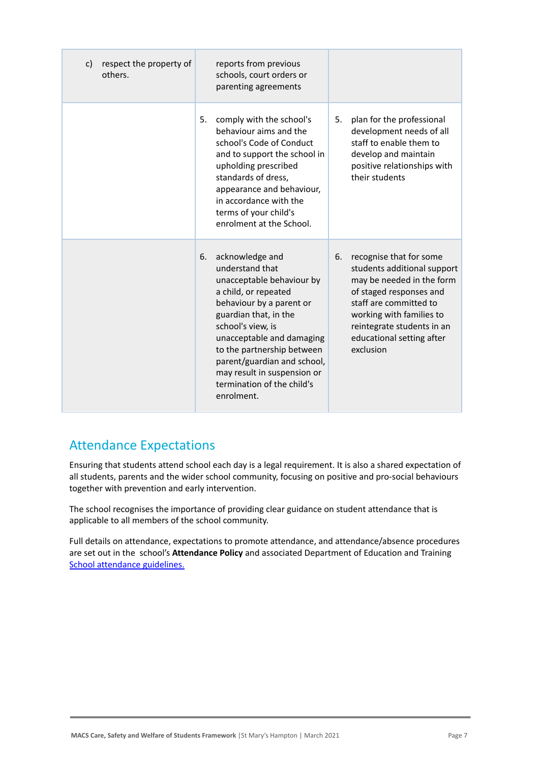| | | |
|---|---|---|
| c) respect the property of others. | reports from previous schools, court orders or parenting agreements | |
| | 5. comply with the school's behaviour aims and the school's Code of Conduct and to support the school in upholding prescribed standards of dress, appearance and behaviour, in accordance with the terms of your child's enrolment at the School. | 5. plan for the professional development needs of all staff to enable them to develop and maintain positive relationships with their students |
| | 6. acknowledge and understand that unacceptable behaviour by a child, or repeated behaviour by a parent or guardian that, in the school's view, is unacceptable and damaging to the partnership between parent/guardian and school, may result in suspension or termination of the child's enrolment. | 6. recognise that for some students additional support may be needed in the form of staged responses and staff are committed to working with families to reintegrate students in an educational setting after exclusion |

## Attendance Expectations

Ensuring that students attend school each day is a legal requirement. It is also a shared expectation of all students, parents and the wider school community, focusing on positive and pro-social behaviours together with prevention and early intervention.

The school recognises the importance of providing clear guidance on student attendance that is applicable to all members of the school community.

Full details on attendance, expectations to promote attendance, and attendance/absence procedures are set out in the school's **Attendance Policy** and associated Department of Education and Training School attendance guidelines.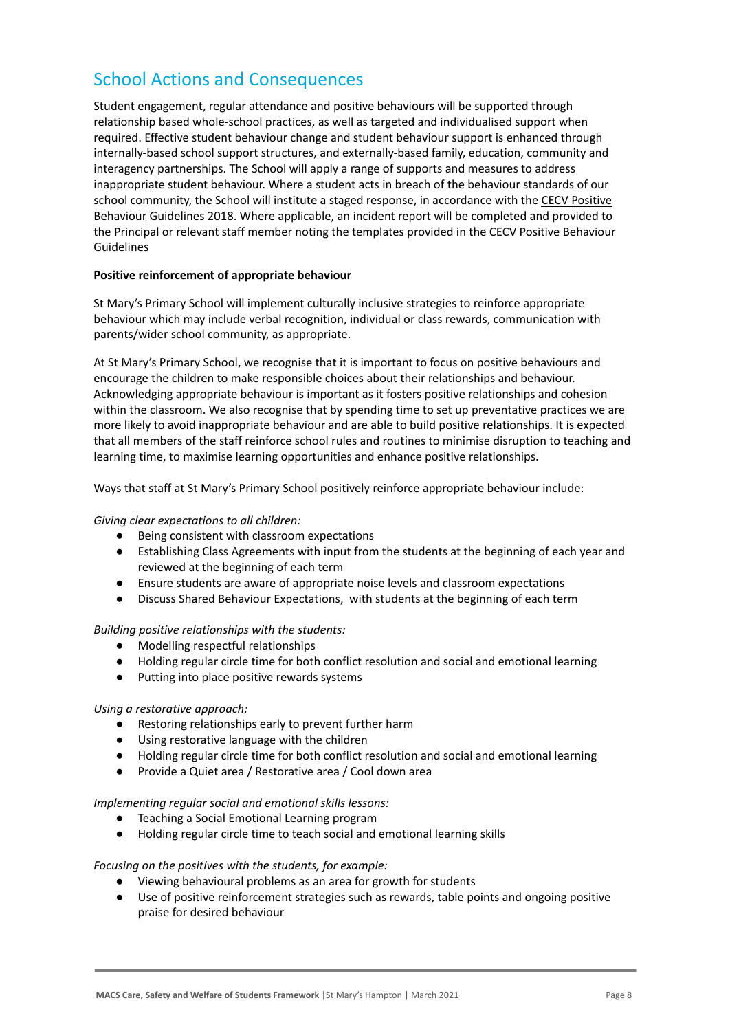## School Actions and Consequences

Student engagement, regular attendance and positive behaviours will be supported through relationship based whole-school practices, as well as targeted and individualised support when required. Effective student behaviour change and student behaviour support is enhanced through internally-based school support structures, and externally-based family, education, community and interagency partnerships. The School will apply a range of supports and measures to address inappropriate student behaviour. Where a student acts in breach of the behaviour standards of our school community, the School will institute a staged response, in accordance with the CECV Positive Behaviour Guidelines 2018. Where applicable, an incident report will be completed and provided to the Principal or relevant staff member noting the templates provided in the CECV Positive Behaviour Guidelines

**Positive reinforcement of appropriate behaviour**

St Mary's Primary School will implement culturally inclusive strategies to reinforce appropriate behaviour which may include verbal recognition, individual or class rewards, communication with parents/wider school community, as appropriate.

At St Mary's Primary School, we recognise that it is important to focus on positive behaviours and encourage the children to make responsible choices about their relationships and behaviour. Acknowledging appropriate behaviour is important as it fosters positive relationships and cohesion within the classroom. We also recognise that by spending time to set up preventative practices we are more likely to avoid inappropriate behaviour and are able to build positive relationships. It is expected that all members of the staff reinforce school rules and routines to minimise disruption to teaching and learning time, to maximise learning opportunities and enhance positive relationships.

Ways that staff at St Mary's Primary School positively reinforce appropriate behaviour include:

*Giving clear expectations to all children:*

- Being consistent with classroom expectations
- Establishing Class Agreements with input from the students at the beginning of each year and reviewed at the beginning of each term
- Ensure students are aware of appropriate noise levels and classroom expectations
- Discuss Shared Behaviour Expectations, with students at the beginning of each term

*Building positive relationships with the students:*

- Modelling respectful relationships
- Holding regular circle time for both conflict resolution and social and emotional learning
- Putting into place positive rewards systems

*Using a restorative approach:*

- Restoring relationships early to prevent further harm
- Using restorative language with the children
- Holding regular circle time for both conflict resolution and social and emotional learning
- Provide a Quiet area / Restorative area / Cool down area

*Implementing regular social and emotional skills lessons:*

- Teaching a Social Emotional Learning program
- Holding regular circle time to teach social and emotional learning skills

*Focusing on the positives with the students, for example:*

- Viewing behavioural problems as an area for growth for students
- Use of positive reinforcement strategies such as rewards, table points and ongoing positive praise for desired behaviour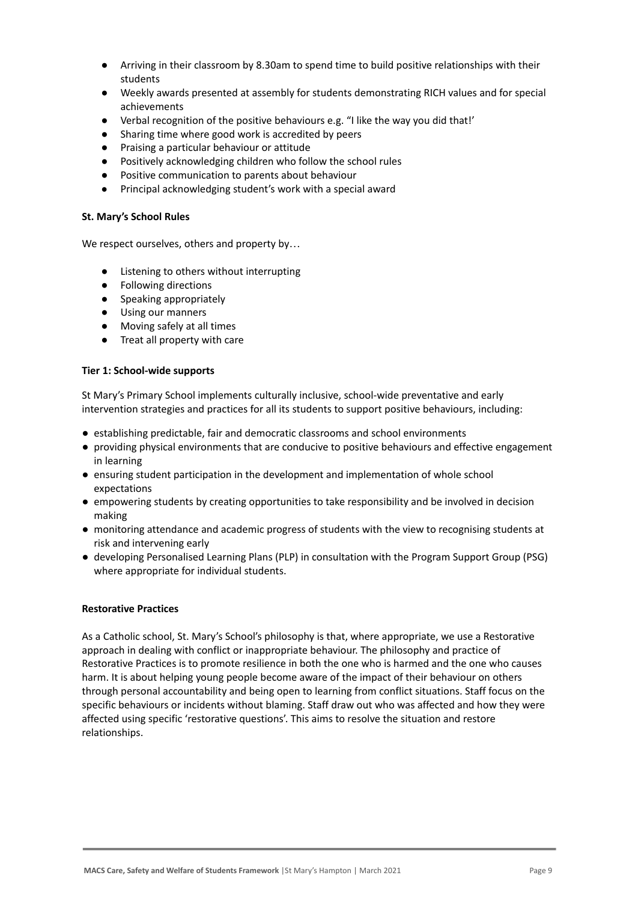- Arriving in their classroom by 8.30am to spend time to build positive relationships with their students
- Weekly awards presented at assembly for students demonstrating RICH values and for special achievements
- Verbal recognition of the positive behaviours e.g. "I like the way you did that!'
- Sharing time where good work is accredited by peers
- Praising a particular behaviour or attitude
- Positively acknowledging children who follow the school rules
- Positive communication to parents about behaviour
- Principal acknowledging student's work with a special award

**St. Mary's School Rules**

We respect ourselves, others and property by…

- Listening to others without interrupting
- Following directions
- Speaking appropriately
- Using our manners
- Moving safely at all times
- Treat all property with care

**Tier 1: School-wide supports**

St Mary's Primary School implements culturally inclusive, school-wide preventative and early intervention strategies and practices for all its students to support positive behaviours, including:

- establishing predictable, fair and democratic classrooms and school environments
- providing physical environments that are conducive to positive behaviours and effective engagement in learning
- ensuring student participation in the development and implementation of whole school expectations
- empowering students by creating opportunities to take responsibility and be involved in decision making
- monitoring attendance and academic progress of students with the view to recognising students at risk and intervening early
- developing Personalised Learning Plans (PLP) in consultation with the Program Support Group (PSG) where appropriate for individual students.

**Restorative Practices**

As a Catholic school, St. Mary's School's philosophy is that, where appropriate, we use a Restorative approach in dealing with conflict or inappropriate behaviour. The philosophy and practice of Restorative Practices is to promote resilience in both the one who is harmed and the one who causes harm. It is about helping young people become aware of the impact of their behaviour on others through personal accountability and being open to learning from conflict situations. Staff focus on the specific behaviours or incidents without blaming. Staff draw out who was affected and how they were affected using specific 'restorative questions'. This aims to resolve the situation and restore relationships.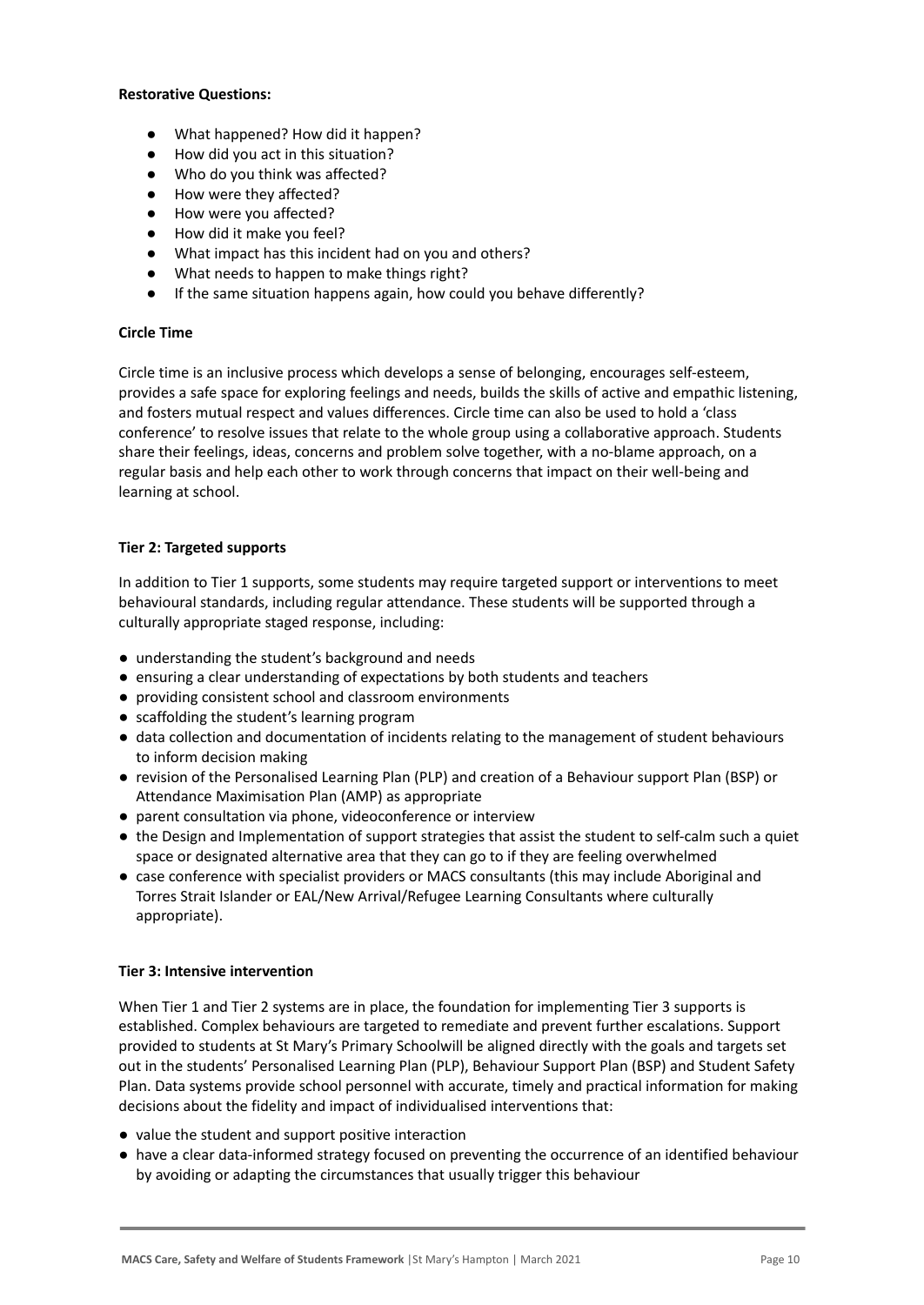**Restorative Questions:**

- What happened? How did it happen?
- How did you act in this situation?
- Who do you think was affected?
- How were they affected?
- How were you affected?
- How did it make you feel?
- What impact has this incident had on you and others?
- What needs to happen to make things right?
- If the same situation happens again, how could you behave differently?

**Circle Time**

Circle time is an inclusive process which develops a sense of belonging, encourages self-esteem, provides a safe space for exploring feelings and needs, builds the skills of active and empathic listening, and fosters mutual respect and values differences. Circle time can also be used to hold a 'class conference' to resolve issues that relate to the whole group using a collaborative approach. Students share their feelings, ideas, concerns and problem solve together, with a no-blame approach, on a regular basis and help each other to work through concerns that impact on their well-being and learning at school.

**Tier 2: Targeted supports**

In addition to Tier 1 supports, some students may require targeted support or interventions to meet behavioural standards, including regular attendance. These students will be supported through a culturally appropriate staged response, including:

- understanding the student's background and needs
- ensuring a clear understanding of expectations by both students and teachers
- providing consistent school and classroom environments
- scaffolding the student's learning program
- data collection and documentation of incidents relating to the management of student behaviours to inform decision making
- revision of the Personalised Learning Plan (PLP) and creation of a Behaviour support Plan (BSP) or Attendance Maximisation Plan (AMP) as appropriate
- parent consultation via phone, videoconference or interview
- the Design and Implementation of support strategies that assist the student to self-calm such a quiet space or designated alternative area that they can go to if they are feeling overwhelmed
- case conference with specialist providers or MACS consultants (this may include Aboriginal and Torres Strait Islander or EAL/New Arrival/Refugee Learning Consultants where culturally appropriate).

**Tier 3: Intensive intervention**

When Tier 1 and Tier 2 systems are in place, the foundation for implementing Tier 3 supports is established. Complex behaviours are targeted to remediate and prevent further escalations. Support provided to students at St Mary's Primary Schoolwill be aligned directly with the goals and targets set out in the students' Personalised Learning Plan (PLP), Behaviour Support Plan (BSP) and Student Safety Plan. Data systems provide school personnel with accurate, timely and practical information for making decisions about the fidelity and impact of individualised interventions that:

- value the student and support positive interaction
- have a clear data-informed strategy focused on preventing the occurrence of an identified behaviour by avoiding or adapting the circumstances that usually trigger this behaviour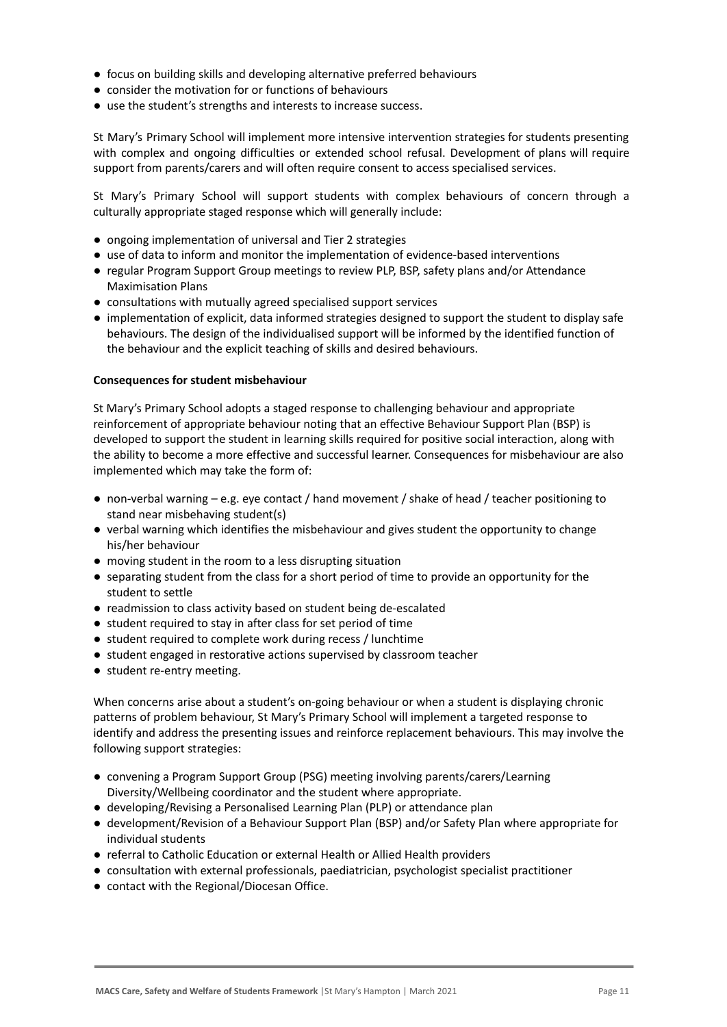- focus on building skills and developing alternative preferred behaviours
- consider the motivation for or functions of behaviours
- use the student's strengths and interests to increase success.

St Mary's Primary School will implement more intensive intervention strategies for students presenting with complex and ongoing difficulties or extended school refusal. Development of plans will require support from parents/carers and will often require consent to access specialised services.

St Mary's Primary School will support students with complex behaviours of concern through a culturally appropriate staged response which will generally include:

- ongoing implementation of universal and Tier 2 strategies
- use of data to inform and monitor the implementation of evidence-based interventions
- regular Program Support Group meetings to review PLP, BSP, safety plans and/or Attendance Maximisation Plans
- consultations with mutually agreed specialised support services
- implementation of explicit, data informed strategies designed to support the student to display safe behaviours. The design of the individualised support will be informed by the identified function of the behaviour and the explicit teaching of skills and desired behaviours.

**Consequences for student misbehaviour**

St Mary's Primary School adopts a staged response to challenging behaviour and appropriate reinforcement of appropriate behaviour noting that an effective Behaviour Support Plan (BSP) is developed to support the student in learning skills required for positive social interaction, along with the ability to become a more effective and successful learner. Consequences for misbehaviour are also implemented which may take the form of:

- non-verbal warning – e.g. eye contact / hand movement / shake of head / teacher positioning to stand near misbehaving student(s)
- verbal warning which identifies the misbehaviour and gives student the opportunity to change his/her behaviour
- moving student in the room to a less disrupting situation
- separating student from the class for a short period of time to provide an opportunity for the student to settle
- readmission to class activity based on student being de-escalated
- student required to stay in after class for set period of time
- student required to complete work during recess / lunchtime
- student engaged in restorative actions supervised by classroom teacher
- student re-entry meeting.

When concerns arise about a student's on-going behaviour or when a student is displaying chronic patterns of problem behaviour, St Mary's Primary School will implement a targeted response to identify and address the presenting issues and reinforce replacement behaviours. This may involve the following support strategies:

- convening a Program Support Group (PSG) meeting involving parents/carers/Learning Diversity/Wellbeing coordinator and the student where appropriate.
- developing/Revising a Personalised Learning Plan (PLP) or attendance plan
- development/Revision of a Behaviour Support Plan (BSP) and/or Safety Plan where appropriate for individual students
- referral to Catholic Education or external Health or Allied Health providers
- consultation with external professionals, paediatrician, psychologist specialist practitioner
- contact with the Regional/Diocesan Office.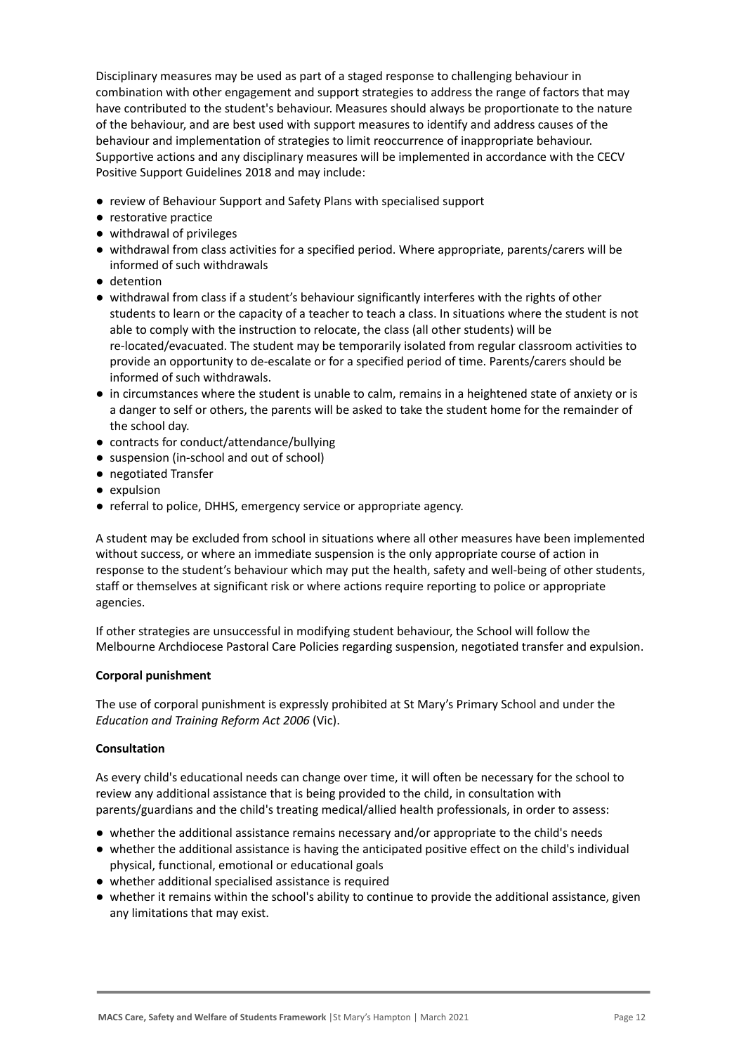Disciplinary measures may be used as part of a staged response to challenging behaviour in combination with other engagement and support strategies to address the range of factors that may have contributed to the student's behaviour. Measures should always be proportionate to the nature of the behaviour, and are best used with support measures to identify and address causes of the behaviour and implementation of strategies to limit reoccurrence of inappropriate behaviour. Supportive actions and any disciplinary measures will be implemented in accordance with the CECV Positive Support Guidelines 2018 and may include:

- review of Behaviour Support and Safety Plans with specialised support
- restorative practice
- withdrawal of privileges
- withdrawal from class activities for a specified period. Where appropriate, parents/carers will be informed of such withdrawals
- detention
- withdrawal from class if a student's behaviour significantly interferes with the rights of other students to learn or the capacity of a teacher to teach a class. In situations where the student is not able to comply with the instruction to relocate, the class (all other students) will be re-located/evacuated. The student may be temporarily isolated from regular classroom activities to provide an opportunity to de-escalate or for a specified period of time. Parents/carers should be informed of such withdrawals.
- in circumstances where the student is unable to calm, remains in a heightened state of anxiety or is a danger to self or others, the parents will be asked to take the student home for the remainder of the school day.
- contracts for conduct/attendance/bullying
- suspension (in-school and out of school)
- negotiated Transfer
- expulsion
- referral to police, DHHS, emergency service or appropriate agency.

A student may be excluded from school in situations where all other measures have been implemented without success, or where an immediate suspension is the only appropriate course of action in response to the student's behaviour which may put the health, safety and well-being of other students, staff or themselves at significant risk or where actions require reporting to police or appropriate agencies.

If other strategies are unsuccessful in modifying student behaviour, the School will follow the Melbourne Archdiocese Pastoral Care Policies regarding suspension, negotiated transfer and expulsion.

**Corporal punishment**

The use of corporal punishment is expressly prohibited at St Mary's Primary School and under the *Education and Training Reform Act 2006* (Vic).

**Consultation**

As every child's educational needs can change over time, it will often be necessary for the school to review any additional assistance that is being provided to the child, in consultation with parents/guardians and the child's treating medical/allied health professionals, in order to assess:

- whether the additional assistance remains necessary and/or appropriate to the child's needs
- whether the additional assistance is having the anticipated positive effect on the child's individual physical, functional, emotional or educational goals
- whether additional specialised assistance is required
- whether it remains within the school's ability to continue to provide the additional assistance, given any limitations that may exist.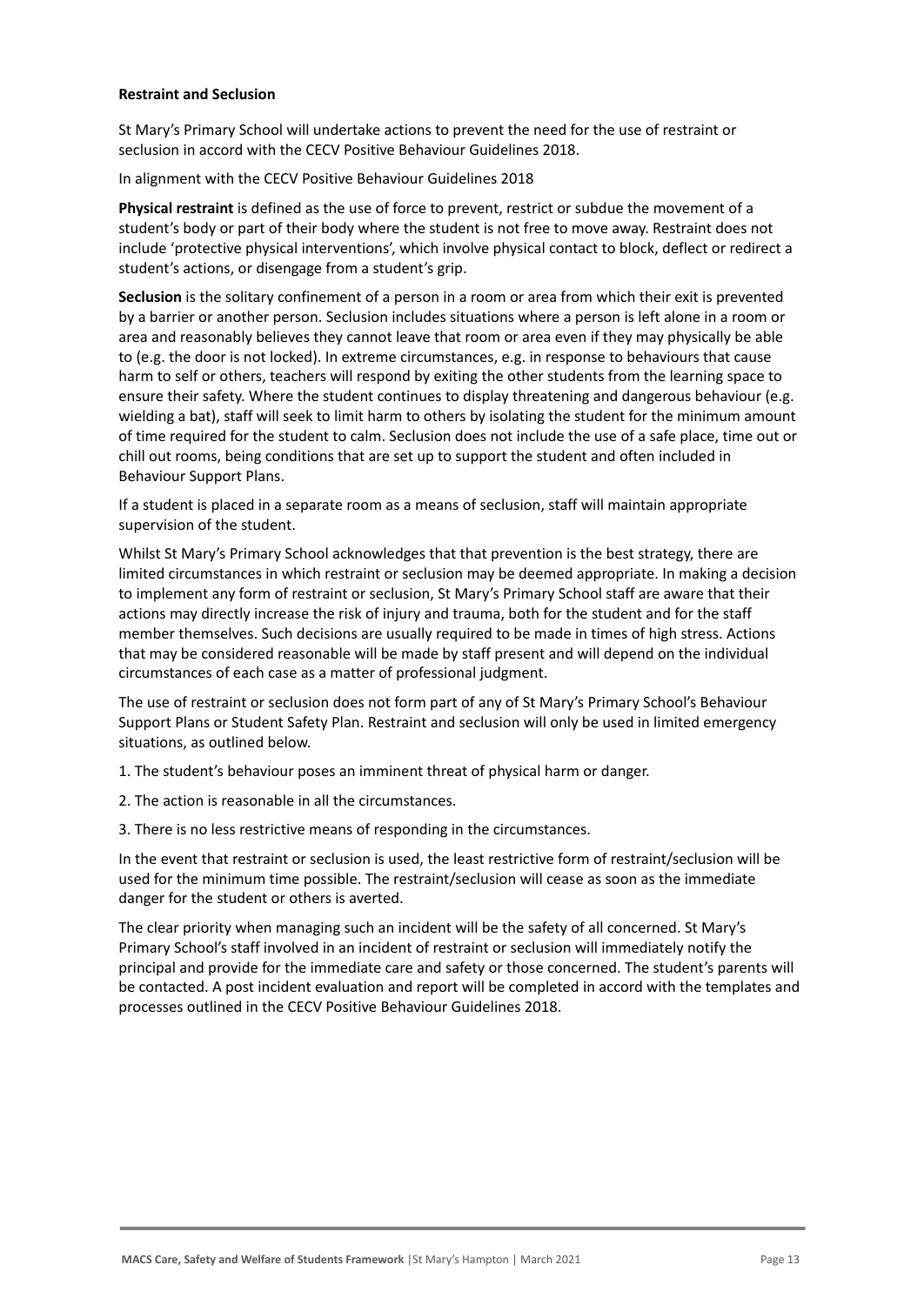**Restraint and Seclusion**

St Mary's Primary School will undertake actions to prevent the need for the use of restraint or seclusion in accord with the CECV Positive Behaviour Guidelines 2018.

In alignment with the CECV Positive Behaviour Guidelines 2018

**Physical restraint** is defined as the use of force to prevent, restrict or subdue the movement of a student's body or part of their body where the student is not free to move away. Restraint does not include 'protective physical interventions', which involve physical contact to block, deflect or redirect a student's actions, or disengage from a student's grip.

**Seclusion** is the solitary confinement of a person in a room or area from which their exit is prevented by a barrier or another person. Seclusion includes situations where a person is left alone in a room or area and reasonably believes they cannot leave that room or area even if they may physically be able to (e.g. the door is not locked). In extreme circumstances, e.g. in response to behaviours that cause harm to self or others, teachers will respond by exiting the other students from the learning space to ensure their safety. Where the student continues to display threatening and dangerous behaviour (e.g. wielding a bat), staff will seek to limit harm to others by isolating the student for the minimum amount of time required for the student to calm. Seclusion does not include the use of a safe place, time out or chill out rooms, being conditions that are set up to support the student and often included in Behaviour Support Plans.

If a student is placed in a separate room as a means of seclusion, staff will maintain appropriate supervision of the student.

Whilst St Mary's Primary School acknowledges that that prevention is the best strategy, there are limited circumstances in which restraint or seclusion may be deemed appropriate. In making a decision to implement any form of restraint or seclusion, St Mary's Primary School staff are aware that their actions may directly increase the risk of injury and trauma, both for the student and for the staff member themselves. Such decisions are usually required to be made in times of high stress. Actions that may be considered reasonable will be made by staff present and will depend on the individual circumstances of each case as a matter of professional judgment.

The use of restraint or seclusion does not form part of any of St Mary's Primary School's Behaviour Support Plans or Student Safety Plan. Restraint and seclusion will only be used in limited emergency situations, as outlined below.

1. The student's behaviour poses an imminent threat of physical harm or danger.
2. The action is reasonable in all the circumstances.
3. There is no less restrictive means of responding in the circumstances.

In the event that restraint or seclusion is used, the least restrictive form of restraint/seclusion will be used for the minimum time possible. The restraint/seclusion will cease as soon as the immediate danger for the student or others is averted.

The clear priority when managing such an incident will be the safety of all concerned. St Mary's Primary School's staff involved in an incident of restraint or seclusion will immediately notify the principal and provide for the immediate care and safety or those concerned. The student's parents will be contacted. A post incident evaluation and report will be completed in accord with the templates and processes outlined in the CECV Positive Behaviour Guidelines 2018.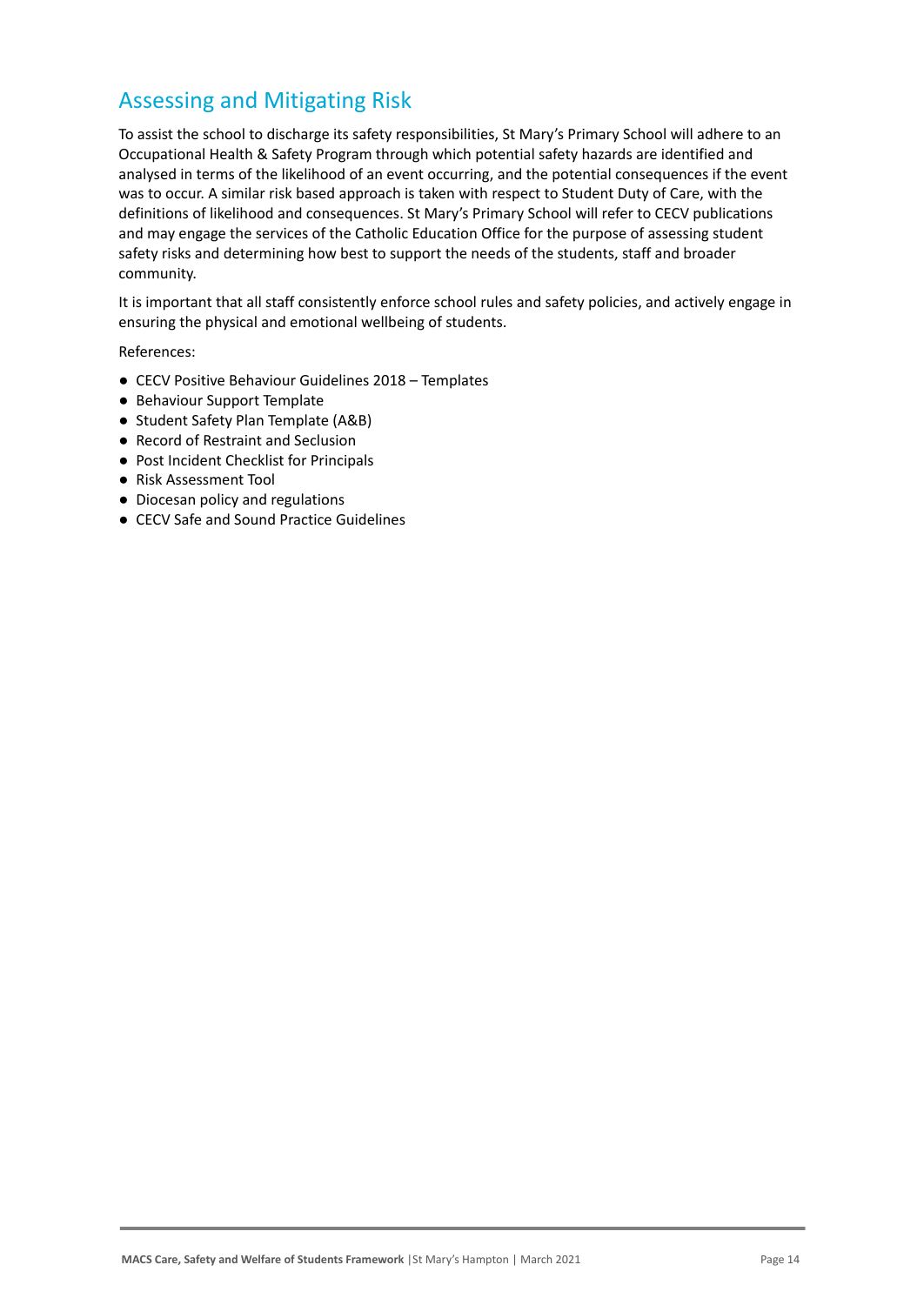## Assessing and Mitigating Risk

To assist the school to discharge its safety responsibilities, St Mary's Primary School will adhere to an Occupational Health & Safety Program through which potential safety hazards are identified and analysed in terms of the likelihood of an event occurring, and the potential consequences if the event was to occur. A similar risk based approach is taken with respect to Student Duty of Care, with the definitions of likelihood and consequences. St Mary's Primary School will refer to CECV publications and may engage the services of the Catholic Education Office for the purpose of assessing student safety risks and determining how best to support the needs of the students, staff and broader community.

It is important that all staff consistently enforce school rules and safety policies, and actively engage in ensuring the physical and emotional wellbeing of students.

References:

- CECV Positive Behaviour Guidelines 2018 – Templates
- Behaviour Support Template
- Student Safety Plan Template (A&B)
- Record of Restraint and Seclusion
- Post Incident Checklist for Principals
- Risk Assessment Tool
- Diocesan policy and regulations
- CECV Safe and Sound Practice Guidelines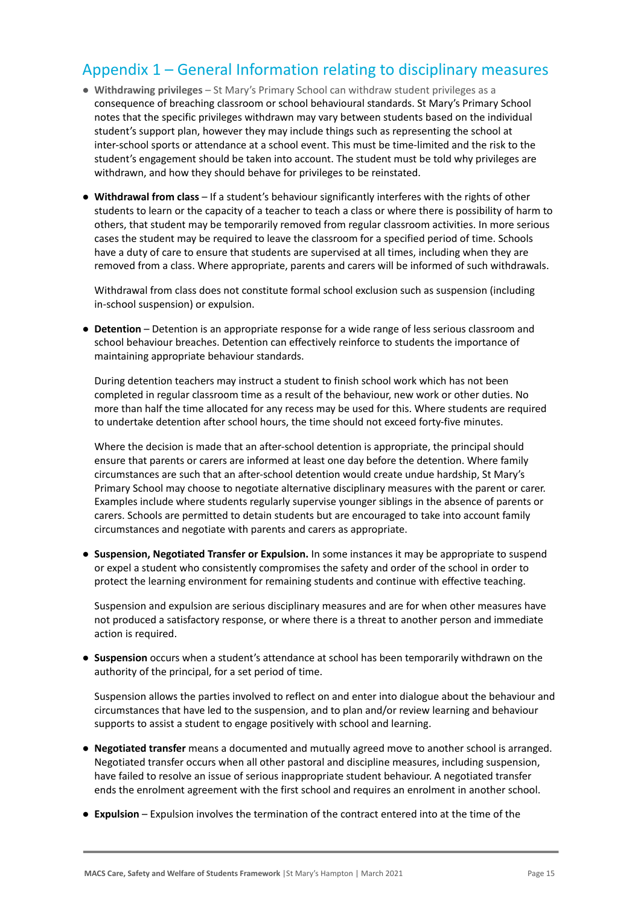## Appendix 1 – General Information relating to disciplinary measures

- **Withdrawing privileges** – St Mary's Primary School can withdraw student privileges as a consequence of breaching classroom or school behavioural standards. St Mary's Primary School notes that the specific privileges withdrawn may vary between students based on the individual student's support plan, however they may include things such as representing the school at inter-school sports or attendance at a school event. This must be time-limited and the risk to the student's engagement should be taken into account. The student must be told why privileges are withdrawn, and how they should behave for privileges to be reinstated.

- **Withdrawal from class** – If a student's behaviour significantly interferes with the rights of other students to learn or the capacity of a teacher to teach a class or where there is possibility of harm to others, that student may be temporarily removed from regular classroom activities. In more serious cases the student may be required to leave the classroom for a specified period of time. Schools have a duty of care to ensure that students are supervised at all times, including when they are removed from a class. Where appropriate, parents and carers will be informed of such withdrawals.

  Withdrawal from class does not constitute formal school exclusion such as suspension (including in-school suspension) or expulsion.

- **Detention** – Detention is an appropriate response for a wide range of less serious classroom and school behaviour breaches. Detention can effectively reinforce to students the importance of maintaining appropriate behaviour standards.

  During detention teachers may instruct a student to finish school work which has not been completed in regular classroom time as a result of the behaviour, new work or other duties. No more than half the time allocated for any recess may be used for this. Where students are required to undertake detention after school hours, the time should not exceed forty-five minutes.

  Where the decision is made that an after-school detention is appropriate, the principal should ensure that parents or carers are informed at least one day before the detention. Where family circumstances are such that an after-school detention would create undue hardship, St Mary's Primary School may choose to negotiate alternative disciplinary measures with the parent or carer. Examples include where students regularly supervise younger siblings in the absence of parents or carers. Schools are permitted to detain students but are encouraged to take into account family circumstances and negotiate with parents and carers as appropriate.

- **Suspension, Negotiated Transfer or Expulsion.** In some instances it may be appropriate to suspend or expel a student who consistently compromises the safety and order of the school in order to protect the learning environment for remaining students and continue with effective teaching.

  Suspension and expulsion are serious disciplinary measures and are for when other measures have not produced a satisfactory response, or where there is a threat to another person and immediate action is required.

- **Suspension** occurs when a student's attendance at school has been temporarily withdrawn on the authority of the principal, for a set period of time.

  Suspension allows the parties involved to reflect on and enter into dialogue about the behaviour and circumstances that have led to the suspension, and to plan and/or review learning and behaviour supports to assist a student to engage positively with school and learning.

- **Negotiated transfer** means a documented and mutually agreed move to another school is arranged. Negotiated transfer occurs when all other pastoral and discipline measures, including suspension, have failed to resolve an issue of serious inappropriate student behaviour. A negotiated transfer ends the enrolment agreement with the first school and requires an enrolment in another school.

- **Expulsion** – Expulsion involves the termination of the contract entered into at the time of the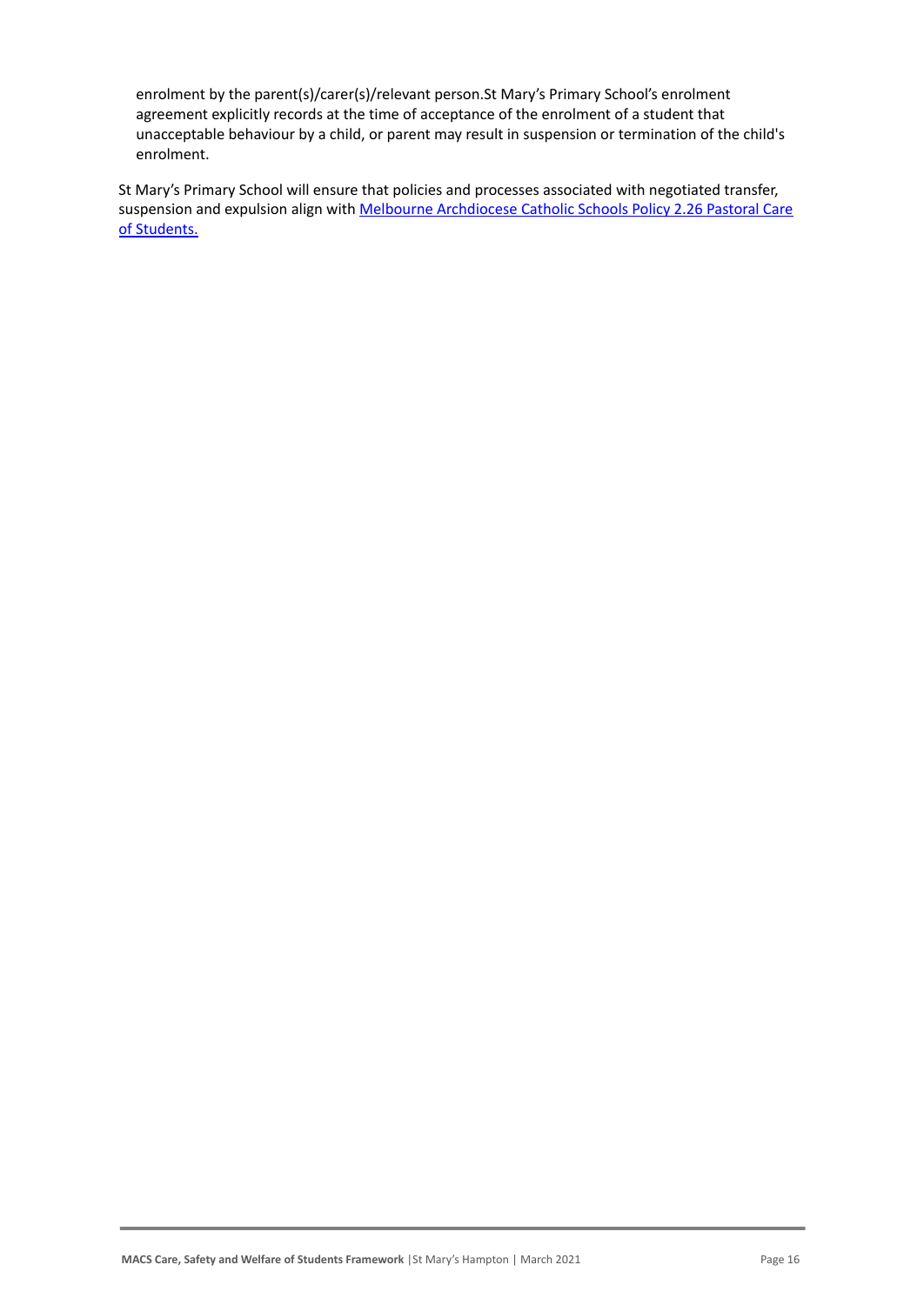enrolment by the parent(s)/carer(s)/relevant person.St Mary's Primary School's enrolment agreement explicitly records at the time of acceptance of the enrolment of a student that unacceptable behaviour by a child, or parent may result in suspension or termination of the child's enrolment.

St Mary's Primary School will ensure that policies and processes associated with negotiated transfer, suspension and expulsion align with [Melbourne Archdiocese Catholic Schools Policy 2.26 Pastoral Care of Students.]()